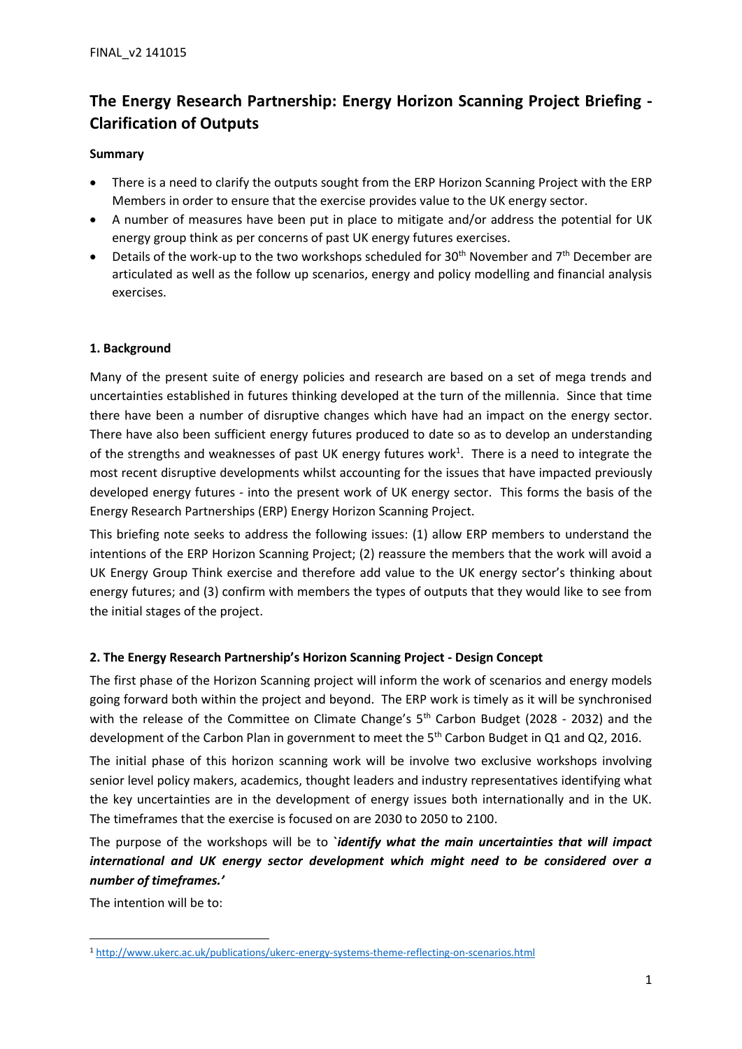FINAL_v2 141015

# The Energy Research Partnership: Energy Horizon Scanning Project Briefing - Clarification of Outputs

**Summary**

- There is a need to clarify the outputs sought from the ERP Horizon Scanning Project with the ERP Members in order to ensure that the exercise provides value to the UK energy sector.
- A number of measures have been put in place to mitigate and/or address the potential for UK energy group think as per concerns of past UK energy futures exercises.
- Details of the work-up to the two workshops scheduled for 30th November and 7th December are articulated as well as the follow up scenarios, energy and policy modelling and financial analysis exercises.

## 1. Background

Many of the present suite of energy policies and research are based on a set of mega trends and uncertainties established in futures thinking developed at the turn of the millennia. Since that time there have been a number of disruptive changes which have had an impact on the energy sector. There have also been sufficient energy futures produced to date so as to develop an understanding of the strengths and weaknesses of past UK energy futures work[1]. There is a need to integrate the most recent disruptive developments whilst accounting for the issues that have impacted previously developed energy futures - into the present work of UK energy sector. This forms the basis of the Energy Research Partnerships (ERP) Energy Horizon Scanning Project.

This briefing note seeks to address the following issues: (1) allow ERP members to understand the intentions of the ERP Horizon Scanning Project; (2) reassure the members that the work will avoid a UK Energy Group Think exercise and therefore add value to the UK energy sector's thinking about energy futures; and (3) confirm with members the types of outputs that they would like to see from the initial stages of the project.

## 2. The Energy Research Partnership's Horizon Scanning Project - Design Concept

The first phase of the Horizon Scanning project will inform the work of scenarios and energy models going forward both within the project and beyond. The ERP work is timely as it will be synchronised with the release of the Committee on Climate Change's 5th Carbon Budget (2028 - 2032) and the development of the Carbon Plan in government to meet the 5th Carbon Budget in Q1 and Q2, 2016.

The initial phase of this horizon scanning work will be involve two exclusive workshops involving senior level policy makers, academics, thought leaders and industry representatives identifying what the key uncertainties are in the development of energy issues both internationally and in the UK. The timeframes that the exercise is focused on are 2030 to 2050 to 2100.

The purpose of the workshops will be to `***identify what the main uncertainties that will impact international and UK energy sector development which might need to be considered over a number of timeframes.'***

The intention will be to:

[1] http://www.ukerc.ac.uk/publications/ukerc-energy-systems-theme-reflecting-on-scenarios.html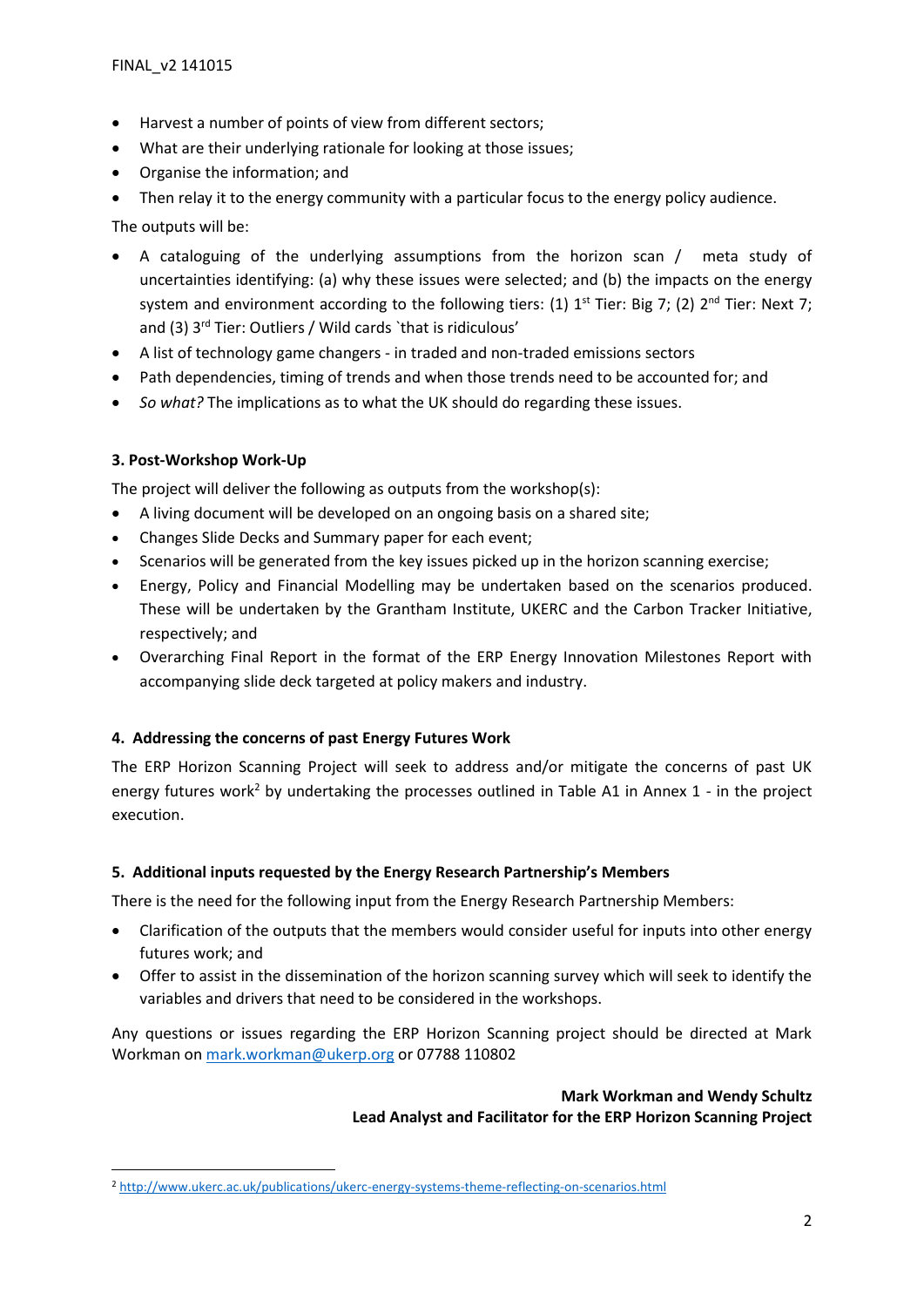- Harvest a number of points of view from different sectors;
- What are their underlying rationale for looking at those issues;
- Organise the information; and
- Then relay it to the energy community with a particular focus to the energy policy audience.

The outputs will be:

- A cataloguing of the underlying assumptions from the horizon scan / meta study of uncertainties identifying: (a) why these issues were selected; and (b) the impacts on the energy system and environment according to the following tiers: (1) 1st Tier: Big 7; (2) 2nd Tier: Next 7; and (3) 3rd Tier: Outliers / Wild cards `that is ridiculous'
- A list of technology game changers - in traded and non-traded emissions sectors
- Path dependencies, timing of trends and when those trends need to be accounted for; and
- *So what?* The implications as to what the UK should do regarding these issues.

### 3. Post-Workshop Work-Up

The project will deliver the following as outputs from the workshop(s):

- A living document will be developed on an ongoing basis on a shared site;
- Changes Slide Decks and Summary paper for each event;
- Scenarios will be generated from the key issues picked up in the horizon scanning exercise;
- Energy, Policy and Financial Modelling may be undertaken based on the scenarios produced. These will be undertaken by the Grantham Institute, UKERC and the Carbon Tracker Initiative, respectively; and
- Overarching Final Report in the format of the ERP Energy Innovation Milestones Report with accompanying slide deck targeted at policy makers and industry.

### 4. Addressing the concerns of past Energy Futures Work

The ERP Horizon Scanning Project will seek to address and/or mitigate the concerns of past UK energy futures work[2] by undertaking the processes outlined in Table A1 in Annex 1 - in the project execution.

### 5. Additional inputs requested by the Energy Research Partnership's Members

There is the need for the following input from the Energy Research Partnership Members:

- Clarification of the outputs that the members would consider useful for inputs into other energy futures work; and
- Offer to assist in the dissemination of the horizon scanning survey which will seek to identify the variables and drivers that need to be considered in the workshops.

Any questions or issues regarding the ERP Horizon Scanning project should be directed at Mark Workman on mark.workman@ukerp.org or 07788 110802

**Mark Workman and Wendy Schultz**
**Lead Analyst and Facilitator for the ERP Horizon Scanning Project**

[2] http://www.ukerc.ac.uk/publications/ukerc-energy-systems-theme-reflecting-on-scenarios.html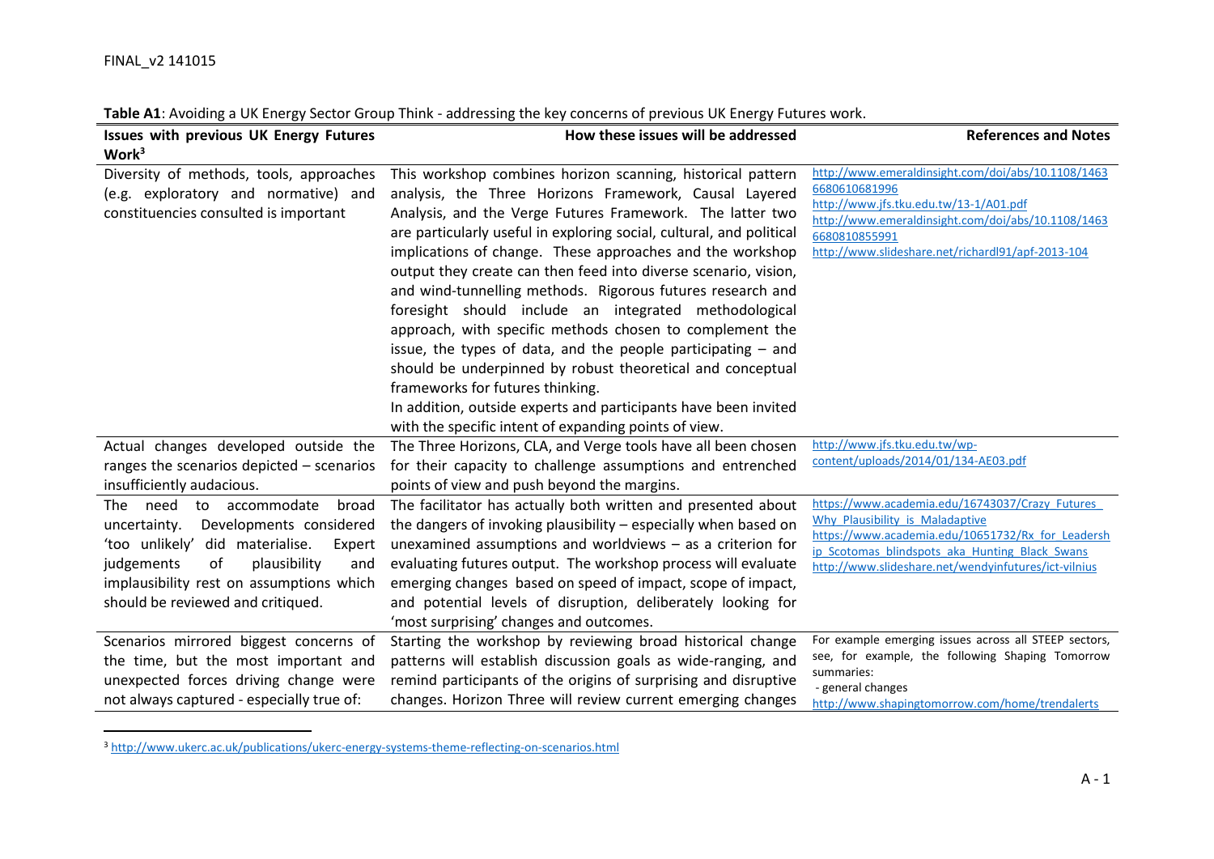**Table A1**: Avoiding a UK Energy Sector Group Think - addressing the key concerns of previous UK Energy Futures work.

| Issues with previous UK Energy Futures Work[3] | How these issues will be addressed | References and Notes |
|---|---|---|
| Diversity of methods, tools, approaches (e.g. exploratory and normative) and constituencies consulted is important | This workshop combines horizon scanning, historical pattern analysis, the Three Horizons Framework, Causal Layered Analysis, and the Verge Futures Framework. The latter two are particularly useful in exploring social, cultural, and political implications of change. These approaches and the workshop output they create can then feed into diverse scenario, vision, and wind-tunnelling methods. Rigorous futures research and foresight should include an integrated methodological approach, with specific methods chosen to complement the issue, the types of data, and the people participating – and should be underpinned by robust theoretical and conceptual frameworks for futures thinking.<br>In addition, outside experts and participants have been invited with the specific intent of expanding points of view. | http://www.emeraldinsight.com/doi/abs/10.1108/14636680610681996<br>http://www.jfs.tku.edu.tw/13-1/A01.pdf<br>http://www.emeraldinsight.com/doi/abs/10.1108/14636680810855991<br>http://www.slideshare.net/richardl91/apf-2013-104 |
| Actual changes developed outside the ranges the scenarios depicted – scenarios insufficiently audacious. | The Three Horizons, CLA, and Verge tools have all been chosen for their capacity to challenge assumptions and entrenched points of view and push beyond the margins. | http://www.jfs.tku.edu.tw/wp-content/uploads/2014/01/134-AE03.pdf |
| The need to accommodate broad uncertainty. Developments considered 'too unlikely' did materialise. Expert judgements of plausibility and implausibility rest on assumptions which should be reviewed and critiqued. | The facilitator has actually both written and presented about the dangers of invoking plausibility – especially when based on unexamined assumptions and worldviews – as a criterion for evaluating futures output. The workshop process will evaluate emerging changes based on speed of impact, scope of impact, and potential levels of disruption, deliberately looking for 'most surprising' changes and outcomes. | https://www.academia.edu/16743037/Crazy_Futures_Why_Plausibility_is_Maladaptive<br>https://www.academia.edu/10651732/Rx_for_Leadership_Scotomas_blindspots_aka_Hunting_Black_Swans<br>http://www.slideshare.net/wendyinfutures/ict-vilnius |
| Scenarios mirrored biggest concerns of the time, but the most important and unexpected forces driving change were not always captured - especially true of: | Starting the workshop by reviewing broad historical change patterns will establish discussion goals as wide-ranging, and remind participants of the origins of surprising and disruptive changes. Horizon Three will review current emerging changes | For example emerging issues across all STEEP sectors, see, for example, the following Shaping Tomorrow summaries:<br>- general changes<br>http://www.shapingtomorrow.com/home/trendalerts |

[3] http://www.ukerc.ac.uk/publications/ukerc-energy-systems-theme-reflecting-on-scenarios.html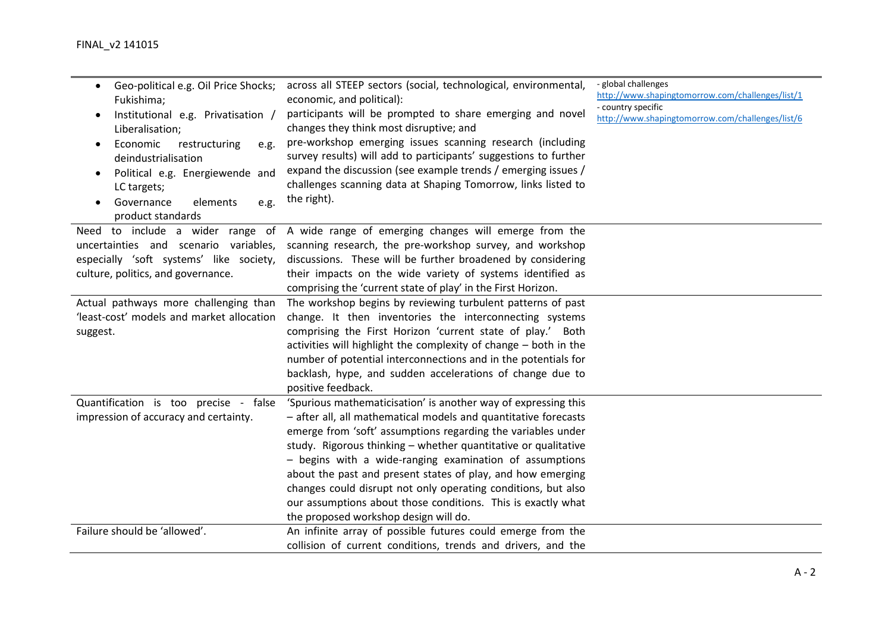| | | |
|---|---|---|
| • Geo-political e.g. Oil Price Shocks; Fukishima;<br>• Institutional e.g. Privatisation / Liberalisation;<br>• Economic restructuring e.g. deindustrialisation<br>• Political e.g. Energiewende and LC targets;<br>• Governance elements e.g. product standards | across all STEEP sectors (social, technological, environmental, economic, and political):<br>participants will be prompted to share emerging and novel changes they think most disruptive; and<br>pre-workshop emerging issues scanning research (including survey results) will add to participants' suggestions to further expand the discussion (see example trends / emerging issues / challenges scanning data at Shaping Tomorrow, links listed to the right). | - global challenges<br>http://www.shapingtomorrow.com/challenges/list/1<br>- country specific<br>http://www.shapingtomorrow.com/challenges/list/6 |
| Need to include a wider range of uncertainties and scenario variables, especially 'soft systems' like society, culture, politics, and governance. | A wide range of emerging changes will emerge from the scanning research, the pre-workshop survey, and workshop discussions. These will be further broadened by considering their impacts on the wide variety of systems identified as comprising the 'current state of play' in the First Horizon. | |
| Actual pathways more challenging than 'least-cost' models and market allocation suggest. | The workshop begins by reviewing turbulent patterns of past change. It then inventories the interconnecting systems comprising the First Horizon 'current state of play.' Both activities will highlight the complexity of change – both in the number of potential interconnections and in the potentials for backlash, hype, and sudden accelerations of change due to positive feedback. | |
| Quantification is too precise - false impression of accuracy and certainty. | 'Spurious mathematicisation' is another way of expressing this – after all, all mathematical models and quantitative forecasts emerge from 'soft' assumptions regarding the variables under study. Rigorous thinking – whether quantitative or qualitative – begins with a wide-ranging examination of assumptions about the past and present states of play, and how emerging changes could disrupt not only operating conditions, but also our assumptions about those conditions. This is exactly what the proposed workshop design will do. | |
| Failure should be 'allowed'. | An infinite array of possible futures could emerge from the collision of current conditions, trends and drivers, and the | |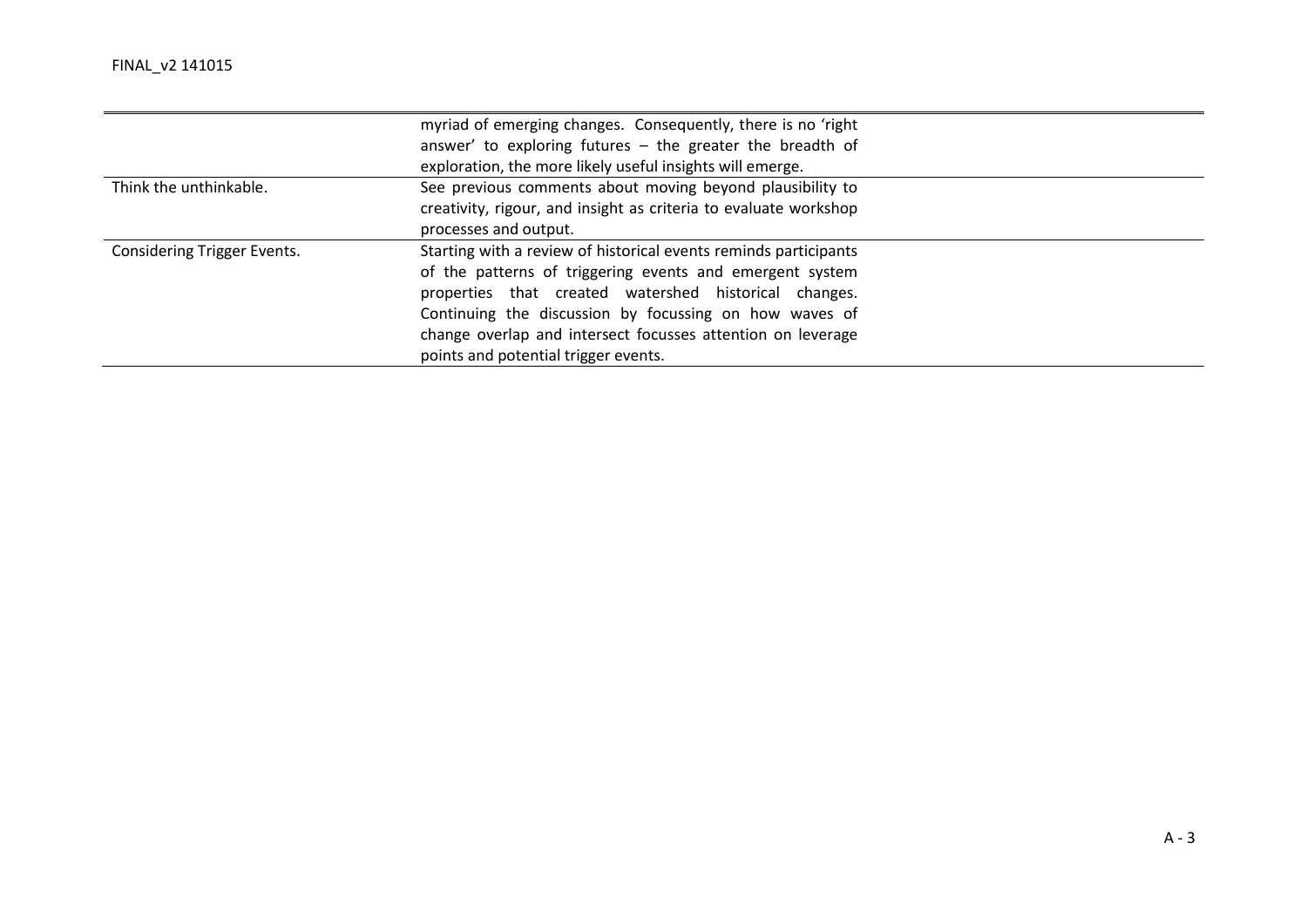| | | |
|---|---|---|
| | myriad of emerging changes. Consequently, there is no 'right answer' to exploring futures – the greater the breadth of exploration, the more likely useful insights will emerge. | |
| Think the unthinkable. | See previous comments about moving beyond plausibility to creativity, rigour, and insight as criteria to evaluate workshop processes and output. | |
| Considering Trigger Events. | Starting with a review of historical events reminds participants of the patterns of triggering events and emergent system properties that created watershed historical changes. Continuing the discussion by focussing on how waves of change overlap and intersect focusses attention on leverage points and potential trigger events. | |